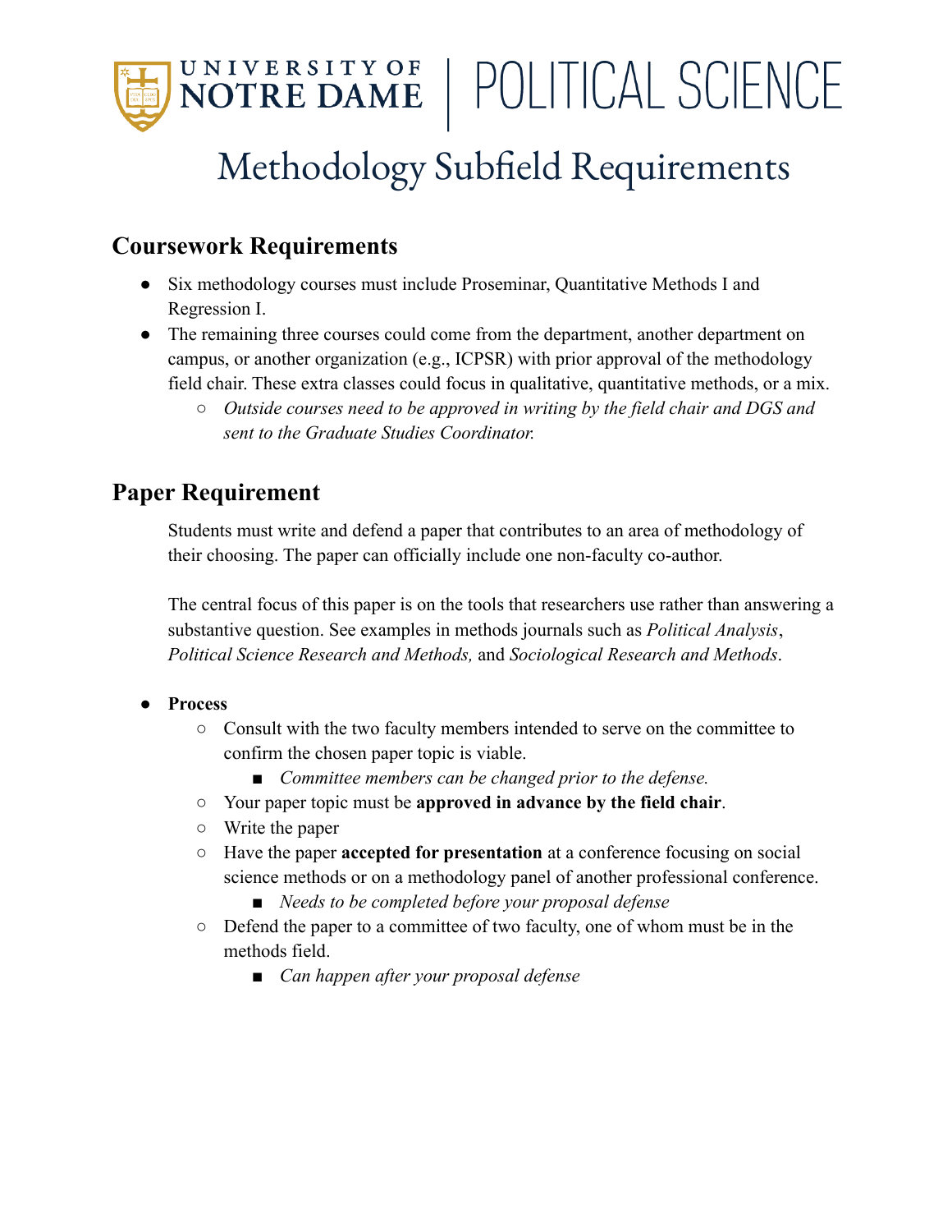# University of Notre Dame | Political Science

# Methodology Subfield Requirements

## Coursework Requirements

- Six methodology courses must include Proseminar, Quantitative Methods I and Regression I.
- The remaining three courses could come from the department, another department on campus, or another organization (e.g., ICPSR) with prior approval of the methodology field chair. These extra classes could focus in qualitative, quantitative methods, or a mix.
  - *Outside courses need to be approved in writing by the field chair and DGS and sent to the Graduate Studies Coordinator.*

## Paper Requirement

Students must write and defend a paper that contributes to an area of methodology of their choosing. The paper can officially include one non-faculty co-author.

The central focus of this paper is on the tools that researchers use rather than answering a substantive question. See examples in methods journals such as *Political Analysis*, *Political Science Research and Methods,* and *Sociological Research and Methods*.

- **Process**
  - Consult with the two faculty members intended to serve on the committee to confirm the chosen paper topic is viable.
    - *Committee members can be changed prior to the defense.*
  - Your paper topic must be **approved in advance by the field chair**.
  - Write the paper
  - Have the paper **accepted for presentation** at a conference focusing on social science methods or on a methodology panel of another professional conference.
    - *Needs to be completed before your proposal defense*
  - Defend the paper to a committee of two faculty, one of whom must be in the methods field.
    - *Can happen after your proposal defense*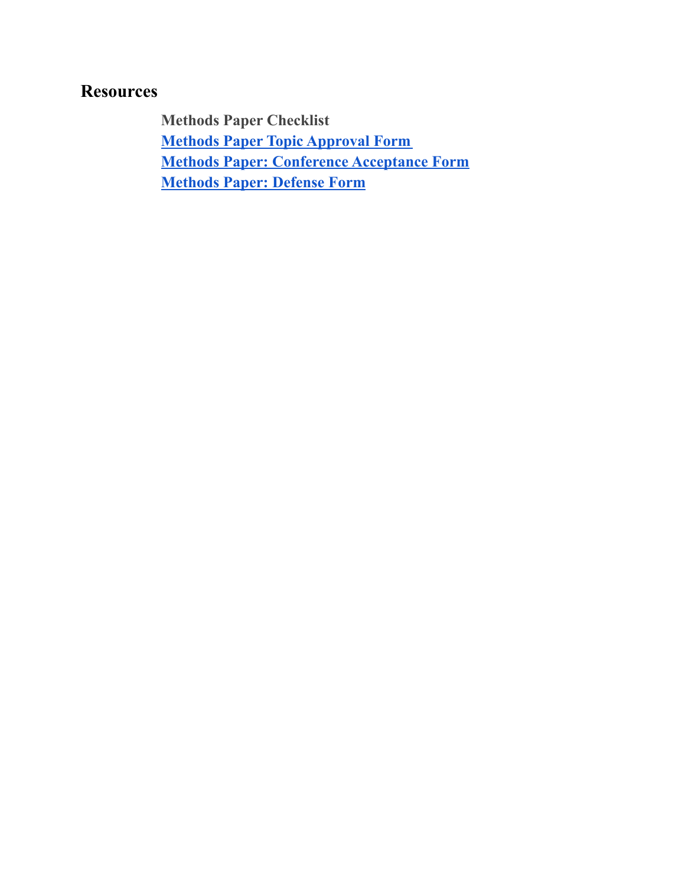## Resources

**Methods Paper Checklist**
**Methods Paper Topic Approval Form**
**Methods Paper: Conference Acceptance Form**
**Methods Paper: Defense Form**